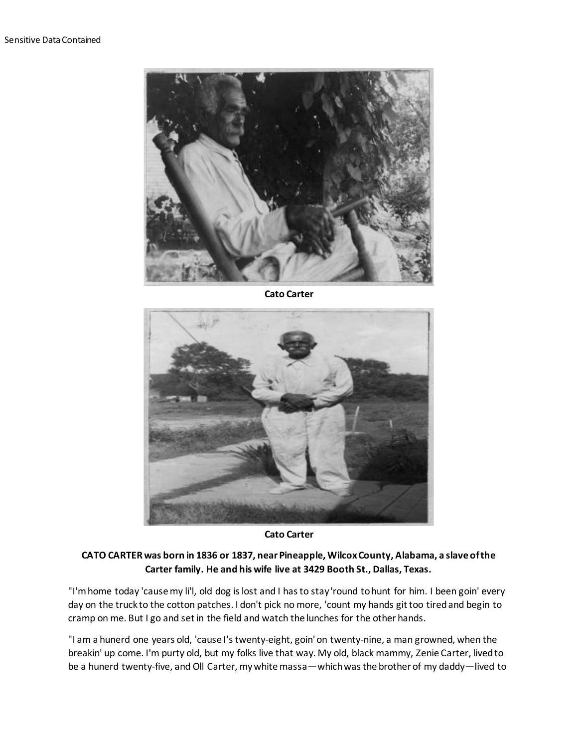Cato Carter

Cato Carter

**CATO CARTER was born in 1836 or 1837, near Pineapple, Wilcox County, Alabama, a slave of the Carter family. He and his wife live at 3429 Booth St., Dallas, Texas.**

"I'm home today 'cause my li'l, old dog is lost and I has to stay 'round to hunt for him. I been goin' every day on the truck to the cotton patches. I don't pick no more, 'count my hands git too tired and begin to cramp on me. But I go and set in the field and watch the lunches for the other hands.

"I am a hunerd one years old, 'cause I's twenty-eight, goin' on twenty-nine, a man growned, when the breakin' up come. I'm purty old, but my folks live that way. My old, black mammy, Zenie Carter, lived to be a hunerd twenty-five, and Oll Carter, my white massa—which was the brother of my daddy—lived to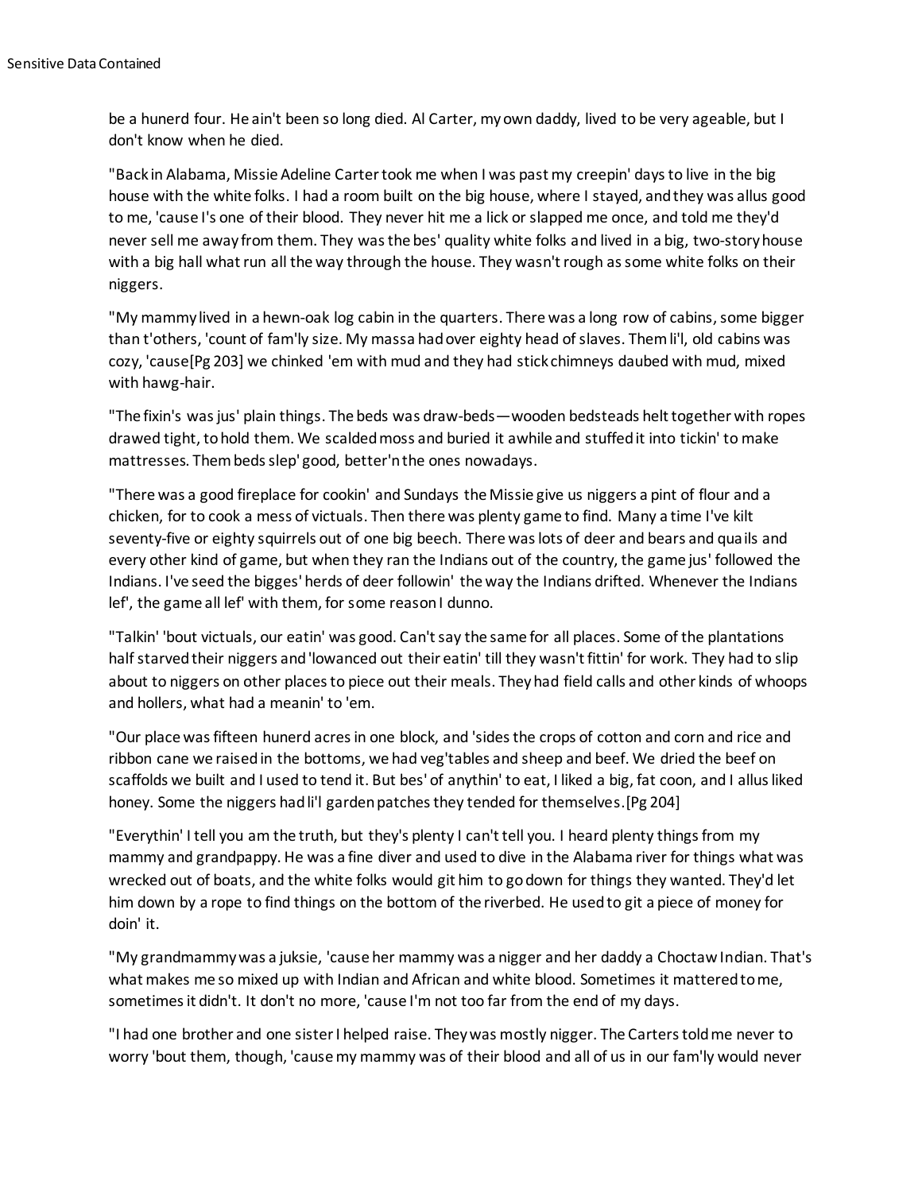be a hunerd four. He ain't been so long died. Al Carter, my own daddy, lived to be very ageable, but I don't know when he died.

"Back in Alabama, Missie Adeline Carter took me when I was past my creepin' days to live in the big house with the white folks. I had a room built on the big house, where I stayed, and they was allus good to me, 'cause I's one of their blood. They never hit me a lick or slapped me once, and told me they'd never sell me away from them. They was the bes' quality white folks and lived in a big, two-story house with a big hall what run all the way through the house. They wasn't rough as some white folks on their niggers.

"My mammy lived in a hewn-oak log cabin in the quarters. There was a long row of cabins, some bigger than t'others, 'count of fam'ly size. My massa had over eighty head of slaves. Them li'l, old cabins was cozy, 'cause[Pg 203] we chinked 'em with mud and they had stick chimneys daubed with mud, mixed with hawg-hair.

"The fixin's was jus' plain things. The beds was draw-beds—wooden bedsteads helt together with ropes drawed tight, to hold them. We scalded moss and buried it awhile and stuffed it into tickin' to make mattresses. Them beds slep' good, better'n the ones nowadays.

"There was a good fireplace for cookin' and Sundays the Missie give us niggers a pint of flour and a chicken, for to cook a mess of victuals. Then there was plenty game to find. Many a time I've kilt seventy-five or eighty squirrels out of one big beech. There was lots of deer and bears and quails and every other kind of game, but when they ran the Indians out of the country, the game jus' followed the Indians. I've seed the bigges' herds of deer followin' the way the Indians drifted. Whenever the Indians lef', the game all lef' with them, for some reason I dunno.

"Talkin' 'bout victuals, our eatin' was good. Can't say the same for all places. Some of the plantations half starved their niggers and 'lowanced out their eatin' till they wasn't fittin' for work. They had to slip about to niggers on other places to piece out their meals. They had field calls and other kinds of whoops and hollers, what had a meanin' to 'em.

"Our place was fifteen hunerd acres in one block, and 'sides the crops of cotton and corn and rice and ribbon cane we raised in the bottoms, we had veg'tables and sheep and beef. We dried the beef on scaffolds we built and I used to tend it. But bes' of anythin' to eat, I liked a big, fat coon, and I allus liked honey. Some the niggers had li'l garden patches they tended for themselves.[Pg 204]

"Everythin' I tell you am the truth, but they's plenty I can't tell you. I heard plenty things from my mammy and grandpappy. He was a fine diver and used to dive in the Alabama river for things what was wrecked out of boats, and the white folks would git him to go down for things they wanted. They'd let him down by a rope to find things on the bottom of the riverbed. He used to git a piece of money for doin' it.

"My grandmammy was a juksie, 'cause her mammy was a nigger and her daddy a Choctaw Indian. That's what makes me so mixed up with Indian and African and white blood. Sometimes it mattered to me, sometimes it didn't. It don't no more, 'cause I'm not too far from the end of my days.

"I had one brother and one sister I helped raise. They was mostly nigger. The Carters told me never to worry 'bout them, though, 'cause my mammy was of their blood and all of us in our fam'ly would never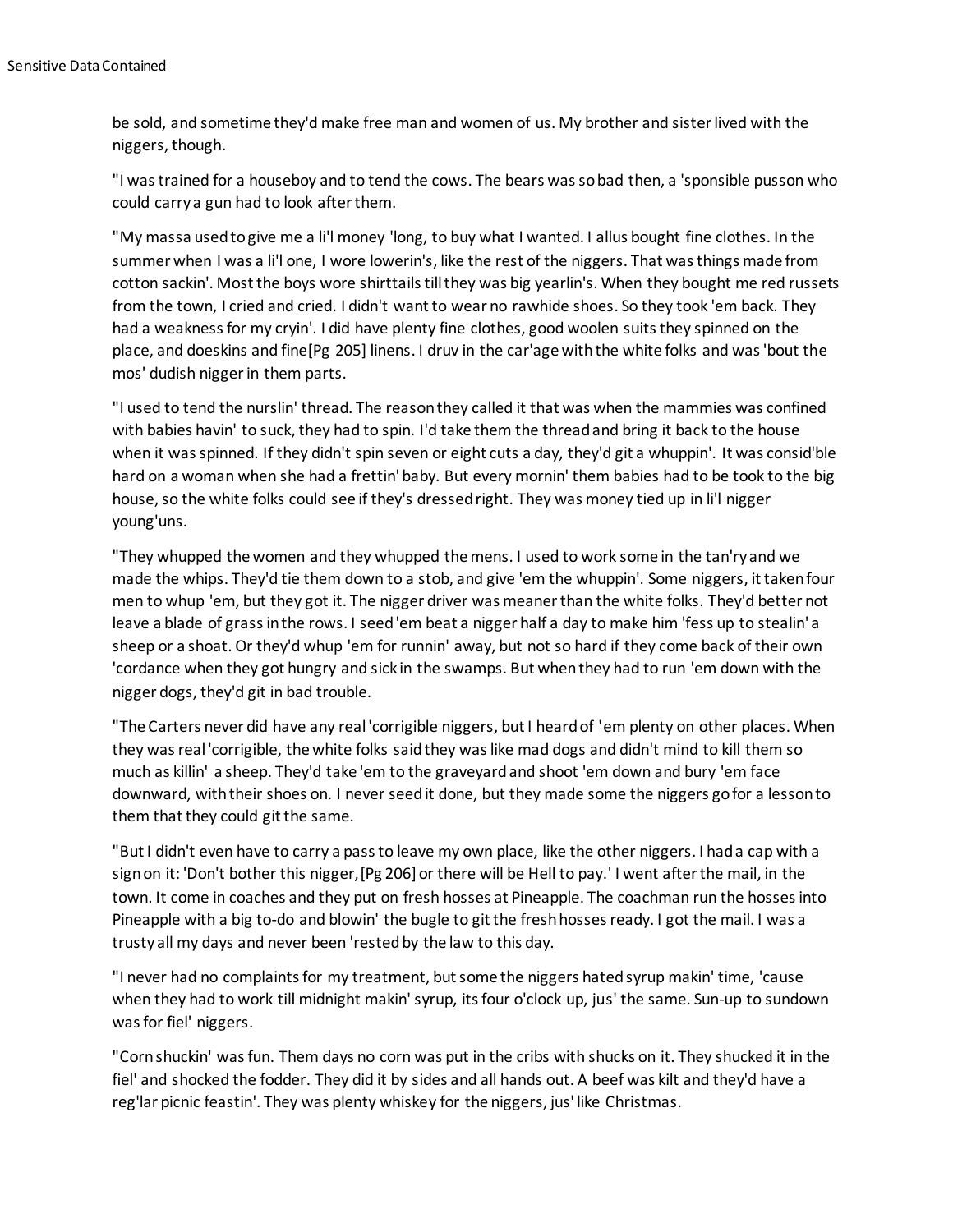be sold, and sometime they'd make free man and women of us. My brother and sister lived with the niggers, though.

"I was trained for a houseboy and to tend the cows. The bears was so bad then, a 'sponsible pusson who could carry a gun had to look after them.

"My massa used to give me a li'l money 'long, to buy what I wanted. I allus bought fine clothes. In the summer when I was a li'l one, I wore lowerin's, like the rest of the niggers. That was things made from cotton sackin'. Most the boys wore shirttails till they was big yearlin's. When they bought me red russets from the town, I cried and cried. I didn't want to wear no rawhide shoes. So they took 'em back. They had a weakness for my cryin'. I did have plenty fine clothes, good woolen suits they spinned on the place, and doeskins and fine[Pg 205] linens. I druv in the car'age with the white folks and was 'bout the mos' dudish nigger in them parts.

"I used to tend the nurslin' thread. The reason they called it that was when the mammies was confined with babies havin' to suck, they had to spin. I'd take them the thread and bring it back to the house when it was spinned. If they didn't spin seven or eight cuts a day, they'd git a whuppin'. It was consid'ble hard on a woman when she had a frettin' baby. But every mornin' them babies had to be took to the big house, so the white folks could see if they's dressed right. They was money tied up in li'l nigger young'uns.

"They whupped the women and they whupped the mens. I used to work some in the tan'ry and we made the whips. They'd tie them down to a stob, and give 'em the whuppin'. Some niggers, it taken four men to whup 'em, but they got it. The nigger driver was meaner than the white folks. They'd better not leave a blade of grass in the rows. I seed 'em beat a nigger half a day to make him 'fess up to stealin' a sheep or a shoat. Or they'd whup 'em for runnin' away, but not so hard if they come back of their own 'cordance when they got hungry and sick in the swamps. But when they had to run 'em down with the nigger dogs, they'd git in bad trouble.

"The Carters never did have any real 'corrigible niggers, but I heard of 'em plenty on other places. When they was real 'corrigible, the white folks said they was like mad dogs and didn't mind to kill them so much as killin' a sheep. They'd take 'em to the graveyard and shoot 'em down and bury 'em face downward, with their shoes on. I never seed it done, but they made some the niggers go for a lesson to them that they could git the same.

"But I didn't even have to carry a pass to leave my own place, like the other niggers. I had a cap with a sign on it: 'Don't bother this nigger,[Pg 206] or there will be Hell to pay.' I went after the mail, in the town. It come in coaches and they put on fresh hosses at Pineapple. The coachman run the hosses into Pineapple with a big to-do and blowin' the bugle to git the fresh hosses ready. I got the mail. I was a trusty all my days and never been 'rested by the law to this day.

"I never had no complaints for my treatment, but some the niggers hated syrup makin' time, 'cause when they had to work till midnight makin' syrup, its four o'clock up, jus' the same. Sun-up to sundown was for fiel' niggers.

"Corn shuckin' was fun. Them days no corn was put in the cribs with shucks on it. They shucked it in the fiel' and shocked the fodder. They did it by sides and all hands out. A beef was kilt and they'd have a reg'lar picnic feastin'. They was plenty whiskey for the niggers, jus' like Christmas.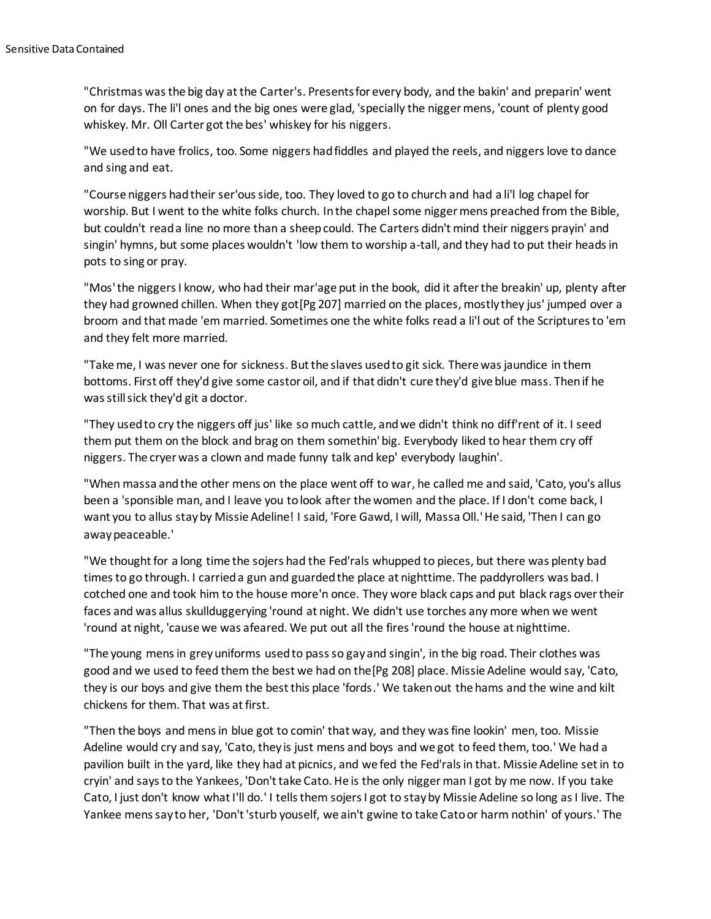"Christmas was the big day at the Carter's. Presents for every body, and the bakin' and preparin' went on for days. The li'l ones and the big ones were glad, 'specially the nigger mens, 'count of plenty good whiskey. Mr. Oll Carter got the bes' whiskey for his niggers.

"We used to have frolics, too. Some niggers had fiddles and played the reels, and niggers love to dance and sing and eat.

"Course niggers had their ser'ous side, too. They loved to go to church and had a li'l log chapel for worship. But I went to the white folks church. In the chapel some nigger mens preached from the Bible, but couldn't read a line no more than a sheep could. The Carters didn't mind their niggers prayin' and singin' hymns, but some places wouldn't 'low them to worship a-tall, and they had to put their heads in pots to sing or pray.

"Mos' the niggers I know, who had their mar'age put in the book, did it after the breakin' up, plenty after they had growned chillen. When they got[Pg 207] married on the places, mostly they jus' jumped over a broom and that made 'em married. Sometimes one the white folks read a li'l out of the Scriptures to 'em and they felt more married.

"Take me, I was never one for sickness. But the slaves used to git sick. There was jaundice in them bottoms. First off they'd give some castor oil, and if that didn't cure they'd give blue mass. Then if he was still sick they'd git a doctor.

"They used to cry the niggers off jus' like so much cattle, and we didn't think no diff'rent of it. I seed them put them on the block and brag on them somethin' big. Everybody liked to hear them cry off niggers. The cryer was a clown and made funny talk and kep' everybody laughin'.

"When massa and the other mens on the place went off to war, he called me and said, 'Cato, you's allus been a 'sponsible man, and I leave you to look after the women and the place. If I don't come back, I want you to allus stay by Missie Adeline! I said, 'Fore Gawd, I will, Massa Oll.' He said, 'Then I can go away peaceable.'

"We thought for a long time the sojers had the Fed'rals whupped to pieces, but there was plenty bad times to go through. I carried a gun and guarded the place at nighttime. The paddyrollers was bad. I cotched one and took him to the house more'n once. They wore black caps and put black rags over their faces and was allus skullduggerying 'round at night. We didn't use torches any more when we went 'round at night, 'cause we was afeared. We put out all the fires 'round the house at nighttime.

"The young mens in grey uniforms used to pass so gay and singin', in the big road. Their clothes was good and we used to feed them the best we had on the[Pg 208] place. Missie Adeline would say, 'Cato, they is our boys and give them the best this place 'fords.' We taken out the hams and the wine and kilt chickens for them. That was at first.

"Then the boys and mens in blue got to comin' that way, and they was fine lookin' men, too. Missie Adeline would cry and say, 'Cato, they is just mens and boys and we got to feed them, too.' We had a pavilion built in the yard, like they had at picnics, and we fed the Fed'rals in that. Missie Adeline set in to cryin' and says to the Yankees, 'Don't take Cato. He is the only nigger man I got by me now. If you take Cato, I just don't know what I'll do.' I tells them sojers I got to stay by Missie Adeline so long as I live. The Yankee mens say to her, 'Don't 'sturb youself, we ain't gwine to take Cato or harm nothin' of yours.' The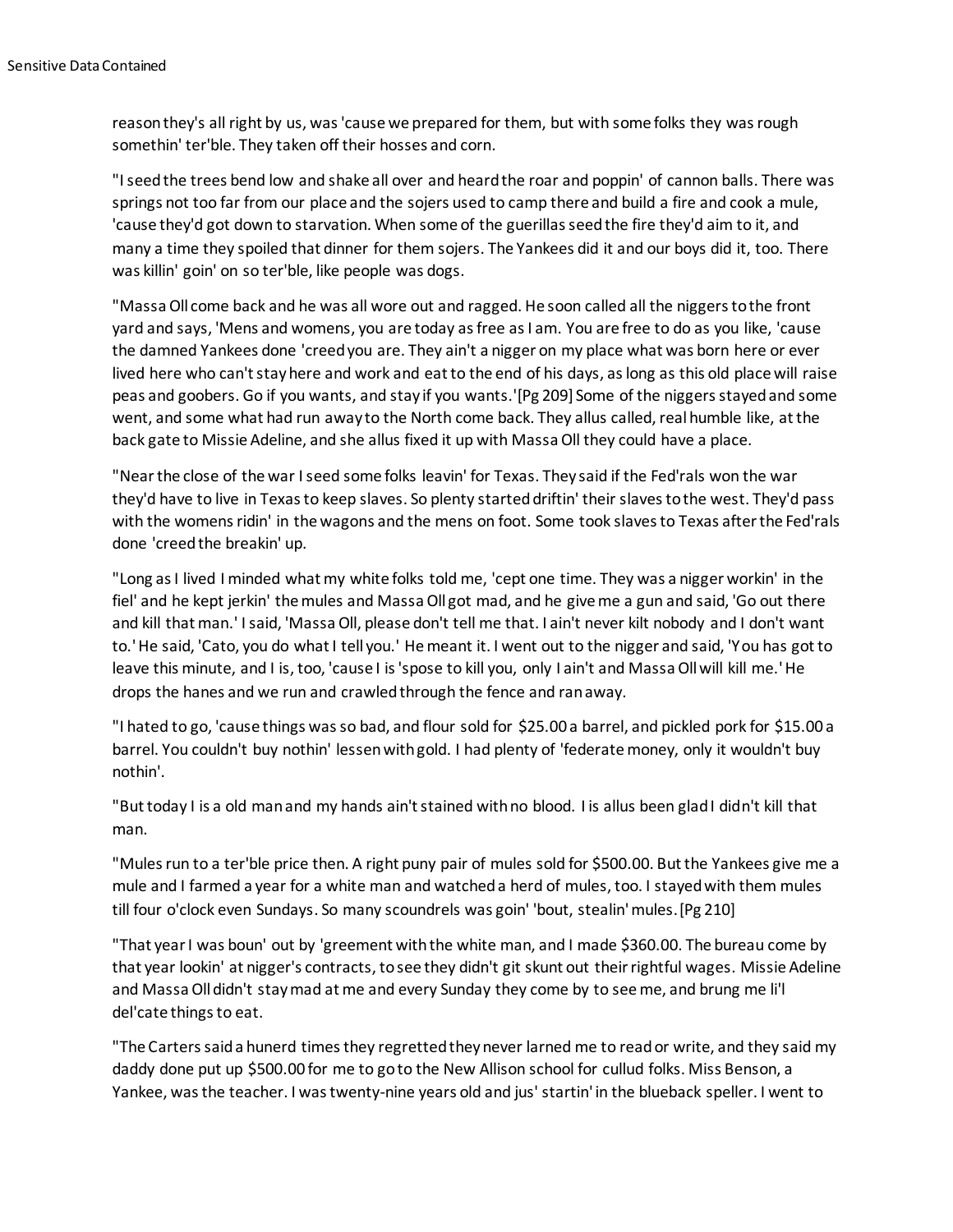reason they's all right by us, was 'cause we prepared for them, but with some folks they was rough somethin' ter'ble. They taken off their hosses and corn.

"I seed the trees bend low and shake all over and heard the roar and poppin' of cannon balls. There was springs not too far from our place and the sojers used to camp there and build a fire and cook a mule, 'cause they'd got down to starvation. When some of the guerillas seed the fire they'd aim to it, and many a time they spoiled that dinner for them sojers. The Yankees did it and our boys did it, too. There was killin' goin' on so ter'ble, like people was dogs.

"Massa Oll come back and he was all wore out and ragged. He soon called all the niggers to the front yard and says, 'Mens and womens, you are today as free as I am. You are free to do as you like, 'cause the damned Yankees done 'creed you are. They ain't a nigger on my place what was born here or ever lived here who can't stay here and work and eat to the end of his days, as long as this old place will raise peas and goobers. Go if you wants, and stay if you wants.'[Pg 209] Some of the niggers stayed and some went, and some what had run away to the North come back. They allus called, real humble like, at the back gate to Missie Adeline, and she allus fixed it up with Massa Oll they could have a place.

"Near the close of the war I seed some folks leavin' for Texas. They said if the Fed'rals won the war they'd have to live in Texas to keep slaves. So plenty started driftin' their slaves to the west. They'd pass with the womens ridin' in the wagons and the mens on foot. Some took slaves to Texas after the Fed'rals done 'creed the breakin' up.

"Long as I lived I minded what my white folks told me, 'cept one time. They was a nigger workin' in the fiel' and he kept jerkin' the mules and Massa Oll got mad, and he give me a gun and said, 'Go out there and kill that man.' I said, 'Massa Oll, please don't tell me that. I ain't never kilt nobody and I don't want to.' He said, 'Cato, you do what I tell you.' He meant it. I went out to the nigger and said, 'You has got to leave this minute, and I is, too, 'cause I is 'spose to kill you, only I ain't and Massa Oll will kill me.' He drops the hanes and we run and crawled through the fence and ran away.

"I hated to go, 'cause things was so bad, and flour sold for $25.00 a barrel, and pickled pork for $15.00 a barrel. You couldn't buy nothin' lessen with gold. I had plenty of 'federate money, only it wouldn't buy nothin'.

"But today I is a old man and my hands ain't stained with no blood. I is allus been glad I didn't kill that man.

"Mules run to a ter'ble price then. A right puny pair of mules sold for $500.00. But the Yankees give me a mule and I farmed a year for a white man and watched a herd of mules, too. I stayed with them mules till four o'clock even Sundays. So many scoundrels was goin' 'bout, stealin' mules.[Pg 210]

"That year I was boun' out by 'greement with the white man, and I made $360.00. The bureau come by that year lookin' at nigger's contracts, to see they didn't git skunt out their rightful wages. Missie Adeline and Massa Oll didn't stay mad at me and every Sunday they come by to see me, and brung me li'l del'cate things to eat.

"The Carters said a hunerd times they regretted they never larned me to read or write, and they said my daddy done put up $500.00 for me to go to the New Allison school for cullud folks. Miss Benson, a Yankee, was the teacher. I was twenty-nine years old and jus' startin' in the blueback speller. I went to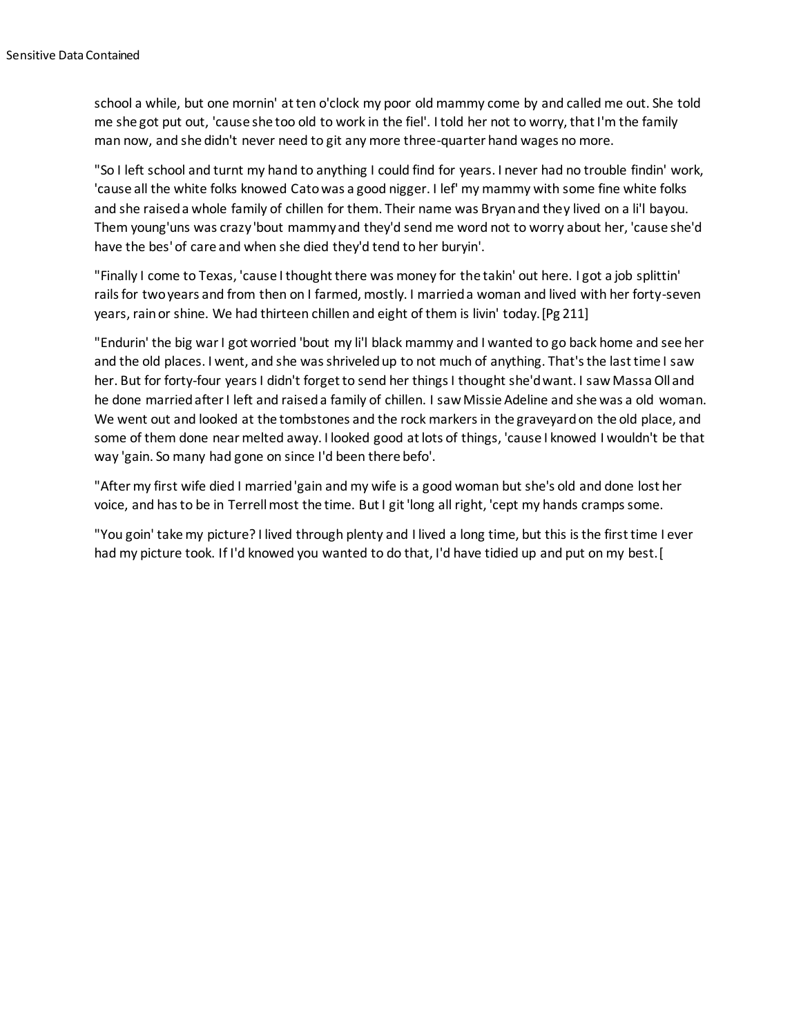school a while, but one mornin' at ten o'clock my poor old mammy come by and called me out. She told me she got put out, 'cause she too old to work in the fiel'. I told her not to worry, that I'm the family man now, and she didn't never need to git any more three-quarter hand wages no more.

"So I left school and turnt my hand to anything I could find for years. I never had no trouble findin' work, 'cause all the white folks knowed Cato was a good nigger. I lef' my mammy with some fine white folks and she raised a whole family of chillen for them. Their name was Bryan and they lived on a li'l bayou. Them young'uns was crazy 'bout mammy and they'd send me word not to worry about her, 'cause she'd have the bes' of care and when she died they'd tend to her buryin'.

"Finally I come to Texas, 'cause I thought there was money for the takin' out here. I got a job splittin' rails for two years and from then on I farmed, mostly. I married a woman and lived with her forty-seven years, rain or shine. We had thirteen chillen and eight of them is livin' today. [Pg 211]

"Endurin' the big war I got worried 'bout my li'l black mammy and I wanted to go back home and see her and the old places. I went, and she was shriveled up to not much of anything. That's the last time I saw her. But for forty-four years I didn't forget to send her things I thought she'd want. I saw Massa Oll and he done married after I left and raised a family of chillen. I saw Missie Adeline and she was a old woman. We went out and looked at the tombstones and the rock markers in the graveyard on the old place, and some of them done near melted away. I looked good at lots of things, 'cause I knowed I wouldn't be that way 'gain. So many had gone on since I'd been there befo'.

"After my first wife died I married 'gain and my wife is a good woman but she's old and done lost her voice, and has to be in Terrell most the time. But I git 'long all right, 'cept my hands cramps some.

"You goin' take my picture? I lived through plenty and I lived a long time, but this is the first time I ever had my picture took. If I'd knowed you wanted to do that, I'd have tidied up and put on my best. [